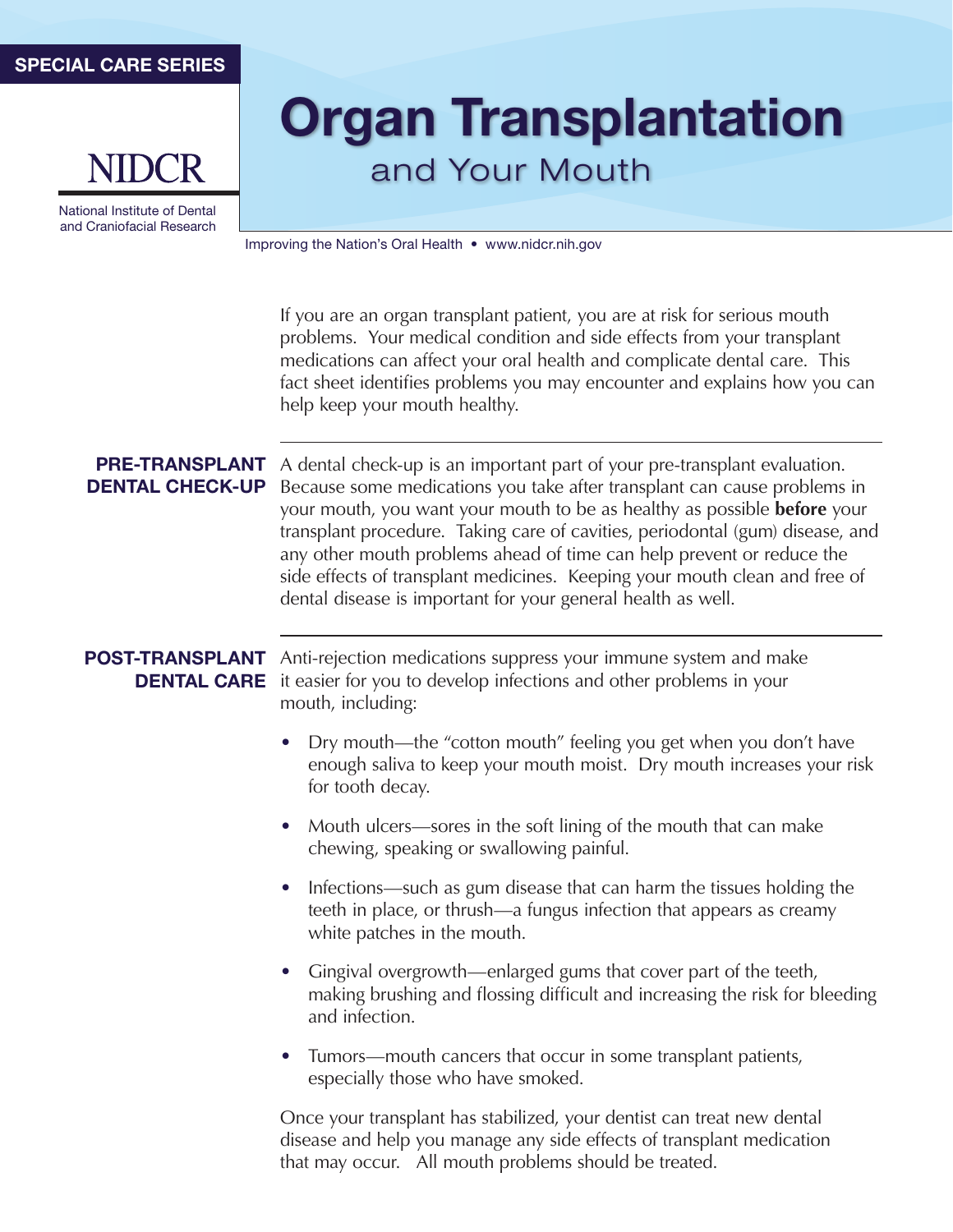**SPECIAL CARE SERIES**

NIDCR

National Institute of Dental and Craniofacial Research

# Organ Transplantation

## and Your Mouth

Improving the Nation's Oral Health • www.nidcr.nih.gov

If you are an organ transplant patient, you are at risk for serious mouth problems. Your medical condition and side effects from your transplant medications can affect your oral health and complicate dental care. This fact sheet identifies problems you may encounter and explains how you can help keep your mouth healthy.

## PRE-TRANSPLANT DENTAL CHECK-UP

A dental check-up is an important part of your pre-transplant evaluation. Because some medications you take after transplant can cause problems in your mouth, you want your mouth to be as healthy as possible **before** your transplant procedure. Taking care of cavities, periodontal (gum) disease, and any other mouth problems ahead of time can help prevent or reduce the side effects of transplant medicines. Keeping your mouth clean and free of dental disease is important for your general health as well.

## POST-TRANSPLANT DENTAL CARE

Anti-rejection medications suppress your immune system and make it easier for you to develop infections and other problems in your mouth, including:

- Dry mouth—the "cotton mouth" feeling you get when you don't have enough saliva to keep your mouth moist. Dry mouth increases your risk for tooth decay.
- Mouth ulcers—sores in the soft lining of the mouth that can make chewing, speaking or swallowing painful.
- Infections—such as gum disease that can harm the tissues holding the teeth in place, or thrush—a fungus infection that appears as creamy white patches in the mouth.
- Gingival overgrowth—enlarged gums that cover part of the teeth, making brushing and flossing difficult and increasing the risk for bleeding and infection.
- Tumors—mouth cancers that occur in some transplant patients, especially those who have smoked.

Once your transplant has stabilized, your dentist can treat new dental disease and help you manage any side effects of transplant medication that may occur. All mouth problems should be treated.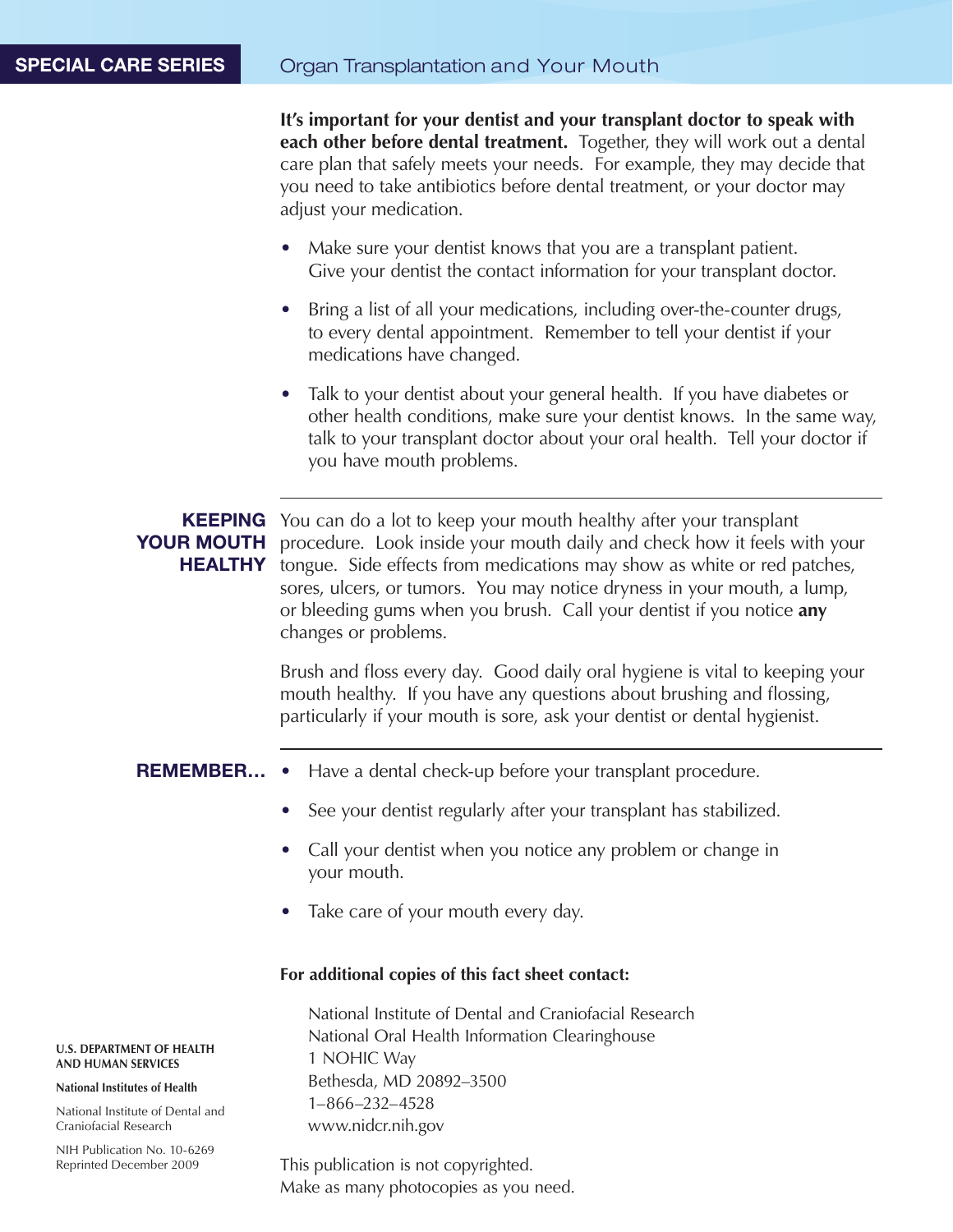**It's important for your dentist and your transplant doctor to speak with each other before dental treatment.** Together, they will work out a dental care plan that safely meets your needs. For example, they may decide that you need to take antibiotics before dental treatment, or your doctor may adjust your medication.

- Make sure your dentist knows that you are a transplant patient. Give your dentist the contact information for your transplant doctor.
- Bring a list of all your medications, including over-the-counter drugs, to every dental appointment. Remember to tell your dentist if your medications have changed.
- Talk to your dentist about your general health. If you have diabetes or other health conditions, make sure your dentist knows. In the same way, talk to your transplant doctor about your oral health. Tell your doctor if you have mouth problems.

## KEEPING YOUR MOUTH HEALTHY

You can do a lot to keep your mouth healthy after your transplant procedure. Look inside your mouth daily and check how it feels with your tongue. Side effects from medications may show as white or red patches, sores, ulcers, or tumors. You may notice dryness in your mouth, a lump, or bleeding gums when you brush. Call your dentist if you notice **any** changes or problems.

Brush and floss every day. Good daily oral hygiene is vital to keeping your mouth healthy. If you have any questions about brushing and flossing, particularly if your mouth is sore, ask your dentist or dental hygienist.

## REMEMBER…

- Have a dental check-up before your transplant procedure.
- See your dentist regularly after your transplant has stabilized.
- Call your dentist when you notice any problem or change in your mouth.
- Take care of your mouth every day.

**For additional copies of this fact sheet contact:**

National Institute of Dental and Craniofacial Research
National Oral Health Information Clearinghouse
1 NOHIC Way
Bethesda, MD 20892–3500
1–866–232–4528
www.nidcr.nih.gov

This publication is not copyrighted.
Make as many photocopies as you need.

**U.S. DEPARTMENT OF HEALTH AND HUMAN SERVICES**

**National Institutes of Health**

National Institute of Dental and Craniofacial Research

NIH Publication No. 10-6269
Reprinted December 2009